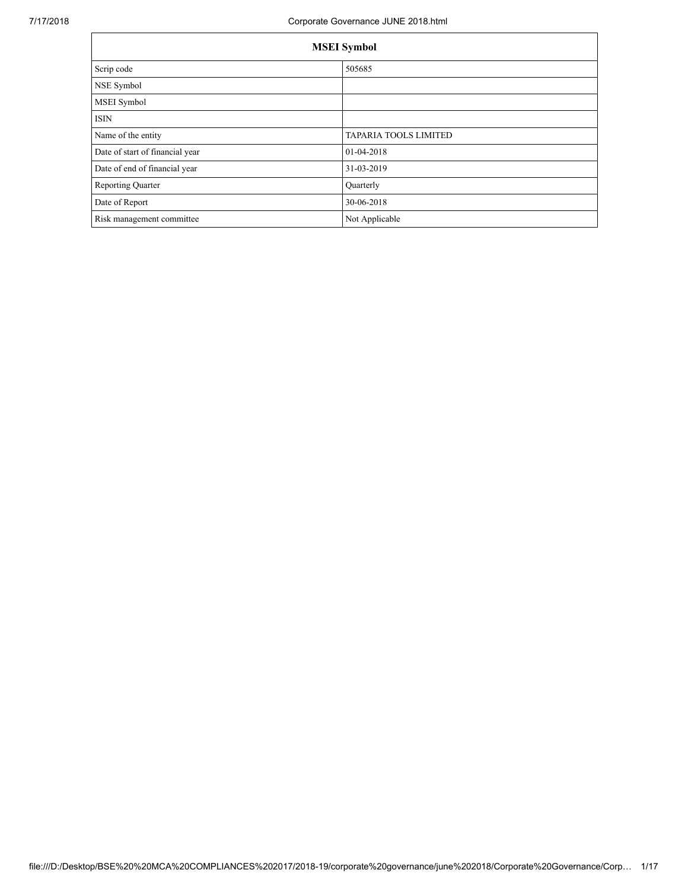| MSEI Symbol | |
| --- | --- |
| Scrip code | 505685 |
| NSE Symbol | |
| MSEI Symbol | |
| ISIN | |
| Name of the entity | TAPARIA TOOLS LIMITED |
| Date of start of financial year | 01-04-2018 |
| Date of end of financial year | 31-03-2019 |
| Reporting Quarter | Quarterly |
| Date of Report | 30-06-2018 |
| Risk management committee | Not Applicable |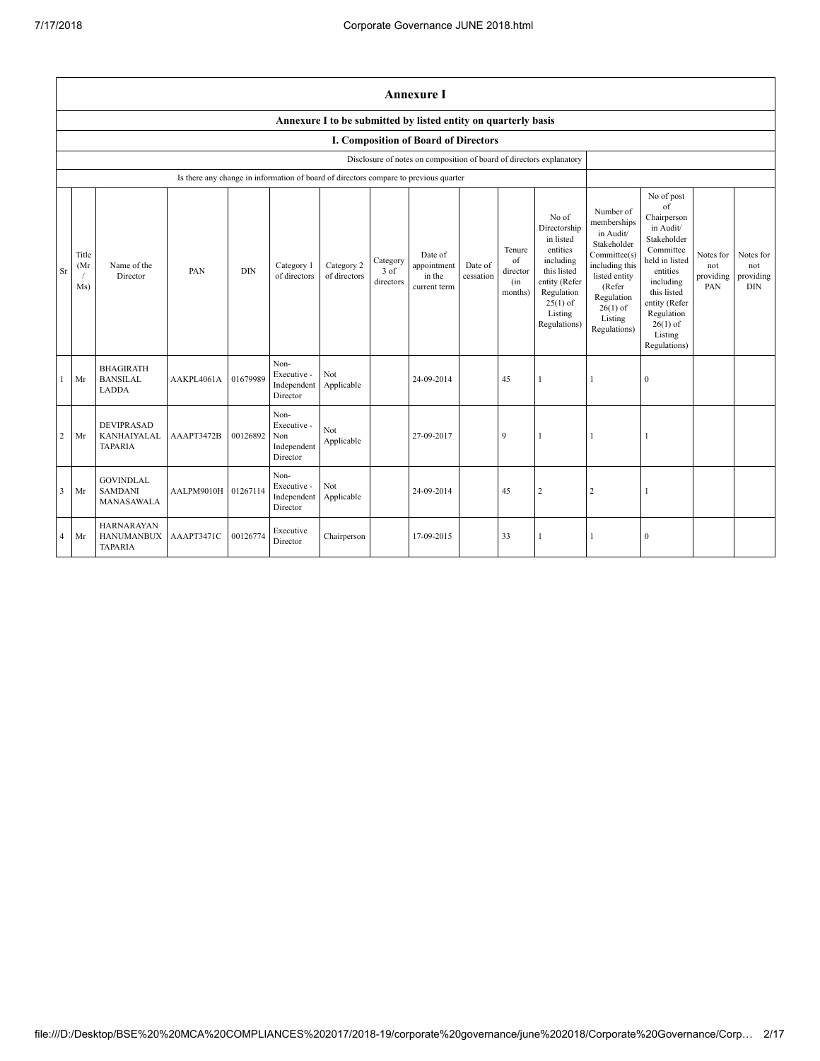# Annexure I

## Annexure I to be submitted by listed entity on quarterly basis

### I. Composition of Board of Directors

| Disclosure of notes on composition of board of directors explanatory | |
|---|---|
| Is there any change in information of board of directors compare to previous quarter | |

| Sr | Title (Mr / Ms) | Name of the Director | PAN | DIN | Category 1 of directors | Category 2 of directors | Category 3 of directors | Date of appointment in the current term | Date of cessation | Tenure of director (in months) | No of Directorship in listed entities including this listed entity (Refer Regulation 25(1) of Listing Regulations) | Number of memberships in Audit/ Stakeholder Committee(s) including this listed entity (Refer Regulation 26(1) of Listing Regulations) | No of post of Chairperson in Audit/ Stakeholder Committee held in listed entities including this listed entity (Refer Regulation 26(1) of Listing Regulations) | Notes for not providing PAN | Notes for not providing DIN |
|---|---|---|---|---|---|---|---|---|---|---|---|---|---|---|---|
| 1 | Mr | BHAGIRATH BANSILAL LADDA | AAKPL4061A | 01679989 | Non-Executive - Independent Director | Not Applicable | | 24-09-2014 | | 45 | 1 | 1 | 0 | | |
| 2 | Mr | DEVIPRASAD KANHAIYALAL TAPARIA | AAAPT3472B | 00126892 | Non-Executive - Non Independent Director | Not Applicable | | 27-09-2017 | | 9 | 1 | 1 | 1 | | |
| 3 | Mr | GOVINDLAL SAMDANI MANASAWALA | AALPM9010H | 01267114 | Non-Executive - Independent Director | Not Applicable | | 24-09-2014 | | 45 | 2 | 2 | 1 | | |
| 4 | Mr | HARNARAYAN HANUMANBUX TAPARIA | AAAPT3471C | 00126774 | Executive Director | Chairperson | | 17-09-2015 | | 33 | 1 | 1 | 0 | | |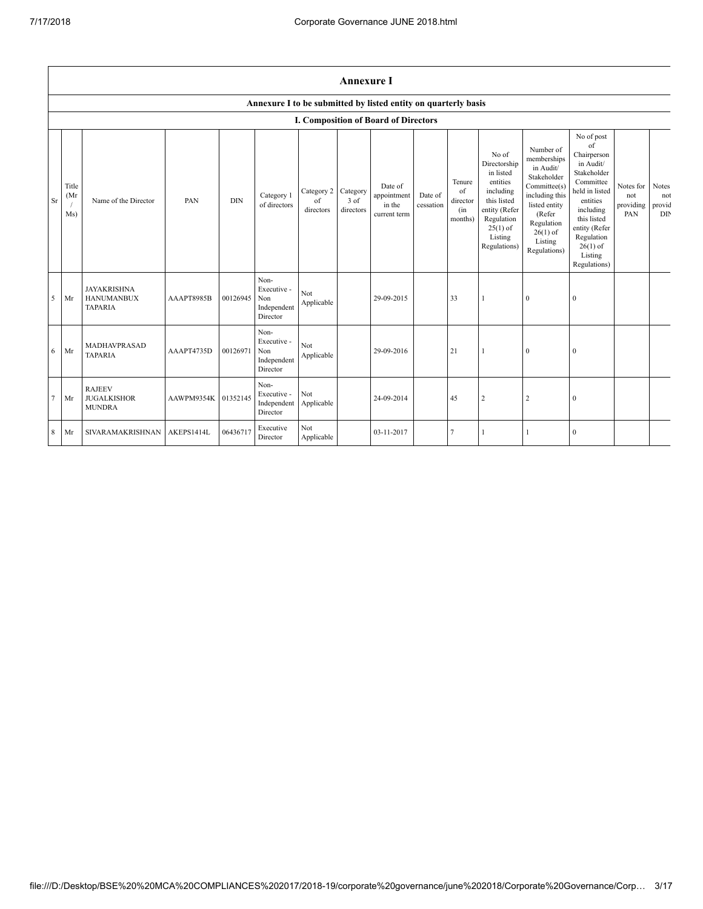## Annexure I

### Annexure I to be submitted by listed entity on quarterly basis

### I. Composition of Board of Directors

| Sr | Title (Mr / Ms) | Name of the Director | PAN | DIN | Category 1 of directors | Category 2 of directors | Category 3 of directors | Date of appointment in the current term | Date of cessation | Tenure of director (in months) | No of Directorship in listed entities including this listed entity (Refer Regulation 25(1) of Listing Regulations) | Number of memberships in Audit/ Stakeholder Committee(s) including this listed entity (Refer Regulation 26(1) of Listing Regulations) | No of post of Chairperson in Audit/ Stakeholder Committee held in listed entities including this listed entity (Refer Regulation 26(1) of Listing Regulations) | Notes for not providing PAN | Notes not provid DIN |
|---|---|---|---|---|---|---|---|---|---|---|---|---|---|---|---|
| 5 | Mr | JAYAKRISHNA HANUMANBUX TAPARIA | AAAPT8985B | 00126945 | Non-Executive - Non Independent Director | Not Applicable | | 29-09-2015 | | 33 | 1 | 0 | 0 | | |
| 6 | Mr | MADHAVPRASAD TAPARIA | AAAPT4735D | 00126971 | Non-Executive - Non Independent Director | Not Applicable | | 29-09-2016 | | 21 | 1 | 0 | 0 | | |
| 7 | Mr | RAJEEV JUGALKISHOR MUNDRA | AAWPM9354K | 01352145 | Non-Executive - Independent Director | Not Applicable | | 24-09-2014 | | 45 | 2 | 2 | 0 | | |
| 8 | Mr | SIVARAMAKRISHNAN | AKEPS1414L | 06436717 | Executive Director | Not Applicable | | 03-11-2017 | | 7 | 1 | 1 | 0 | | |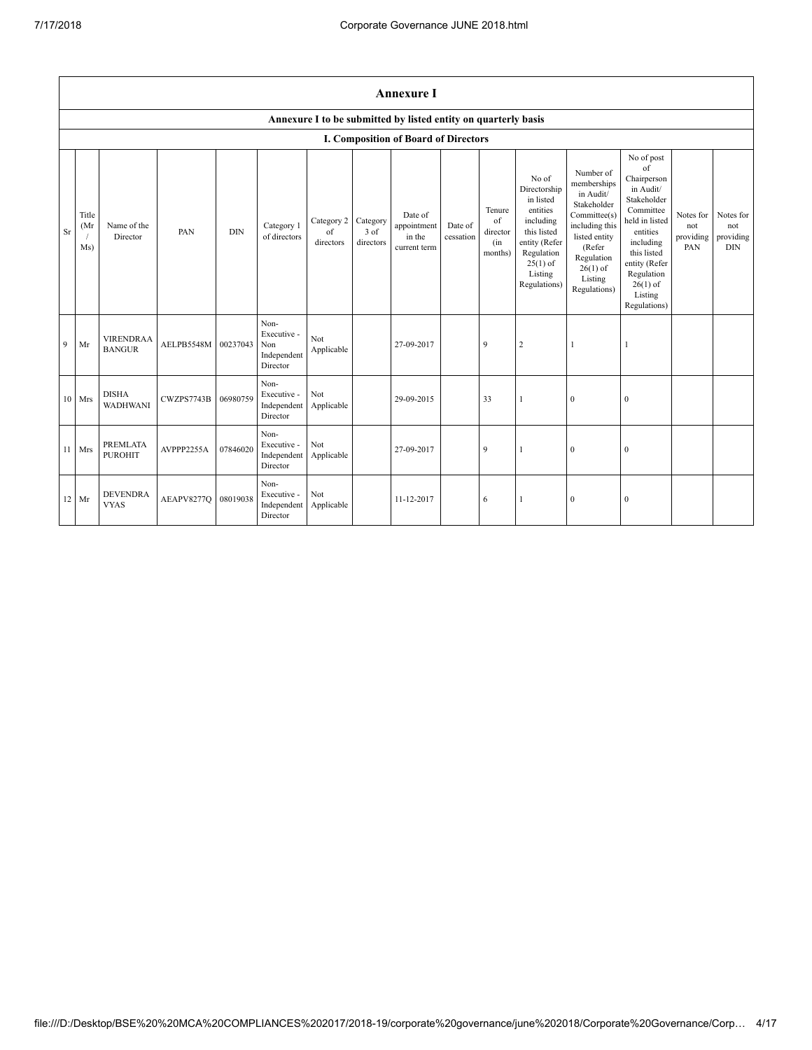## Annexure I

### Annexure I to be submitted by listed entity on quarterly basis

### I. Composition of Board of Directors

| Sr | Title (Mr / Ms) | Name of the Director | PAN | DIN | Category 1 of directors | Category 2 of directors | Category 3 of directors | Date of appointment in the current term | Date of cessation | Tenure of director (in months) | No of Directorship in listed entities including this listed entity (Refer Regulation 25(1) of Listing Regulations) | Number of memberships in Audit/ Stakeholder Committee(s) including this listed entity (Refer Regulation 26(1) of Listing Regulations) | No of post of Chairperson in Audit/ Stakeholder Committee held in listed entities including this listed entity (Refer Regulation 26(1) of Listing Regulations) | Notes for not providing PAN | Notes for not providing DIN |
|---|---|---|---|---|---|---|---|---|---|---|---|---|---|---|---|
| 9 | Mr | VIRENDRAA BANGUR | AELPB5548M | 00237043 | Non-Executive - Non Independent Director | Not Applicable | | 27-09-2017 | | 9 | 2 | 1 | 1 | | |
| 10 | Mrs | DISHA WADHWANI | CWZPS7743B | 06980759 | Non-Executive - Independent Director | Not Applicable | | 29-09-2015 | | 33 | 1 | 0 | 0 | | |
| 11 | Mrs | PREMLATA PUROHIT | AVPPP2255A | 07846020 | Non-Executive - Independent Director | Not Applicable | | 27-09-2017 | | 9 | 1 | 0 | 0 | | |
| 12 | Mr | DEVENDRA VYAS | AEAPV8277Q | 08019038 | Non-Executive - Independent Director | Not Applicable | | 11-12-2017 | | 6 | 1 | 0 | 0 | | |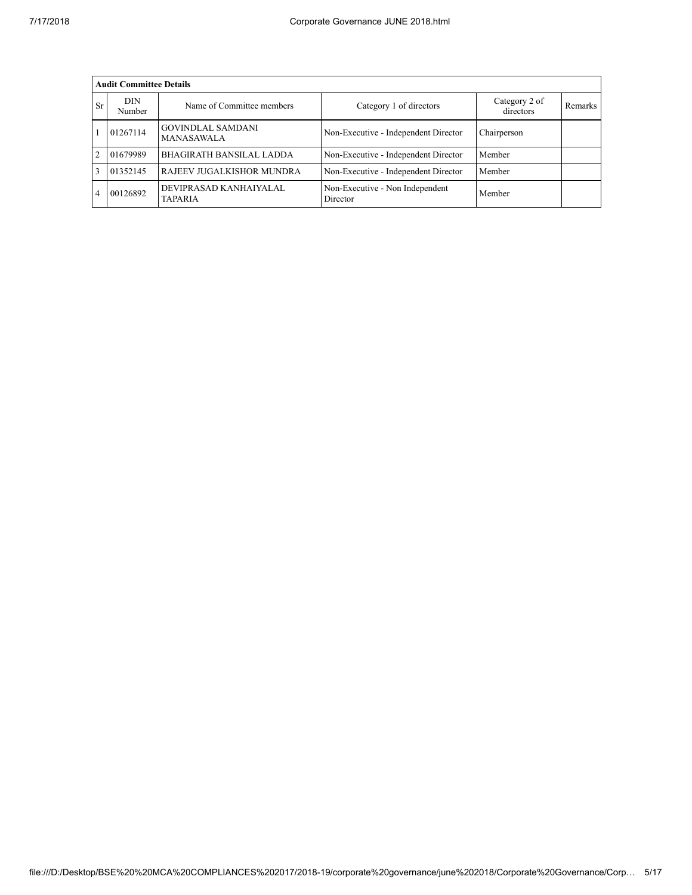| Audit Committee Details | | | | | |
|---|---|---|---|---|---|
| Sr | DIN Number | Name of Committee members | Category 1 of directors | Category 2 of directors | Remarks |
| 1 | 01267114 | GOVINDLAL SAMDANI MANASAWALA | Non-Executive - Independent Director | Chairperson | |
| 2 | 01679989 | BHAGIRATH BANSILAL LADDA | Non-Executive - Independent Director | Member | |
| 3 | 01352145 | RAJEEV JUGALKISHOR MUNDRA | Non-Executive - Independent Director | Member | |
| 4 | 00126892 | DEVIPRASAD KANHAIYALAL TAPARIA | Non-Executive - Non Independent Director | Member | |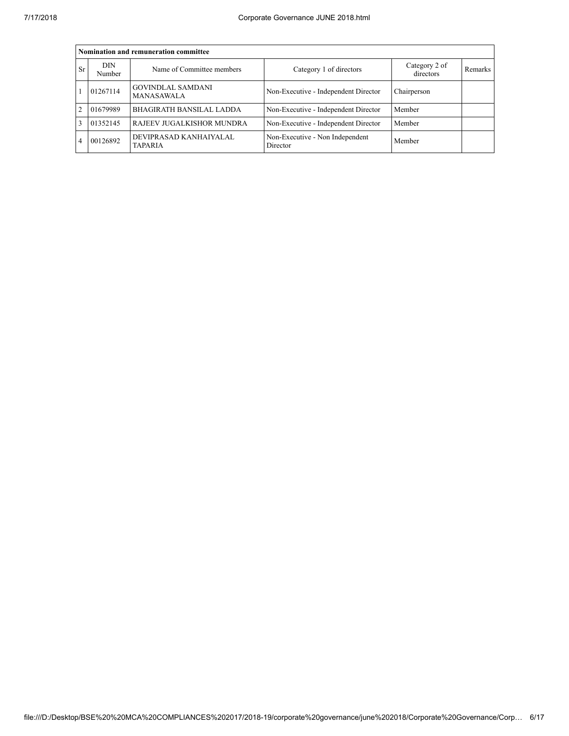| Nomination and remuneration committee | | | | | |
|---|---|---|---|---|---|
| Sr | DIN Number | Name of Committee members | Category 1 of directors | Category 2 of directors | Remarks |
| 1 | 01267114 | GOVINDLAL SAMDANI MANASAWALA | Non-Executive - Independent Director | Chairperson | |
| 2 | 01679989 | BHAGIRATH BANSILAL LADDA | Non-Executive - Independent Director | Member | |
| 3 | 01352145 | RAJEEV JUGALKISHOR MUNDRA | Non-Executive - Independent Director | Member | |
| 4 | 00126892 | DEVIPRASAD KANHAIYALAL TAPARIA | Non-Executive - Non Independent Director | Member | |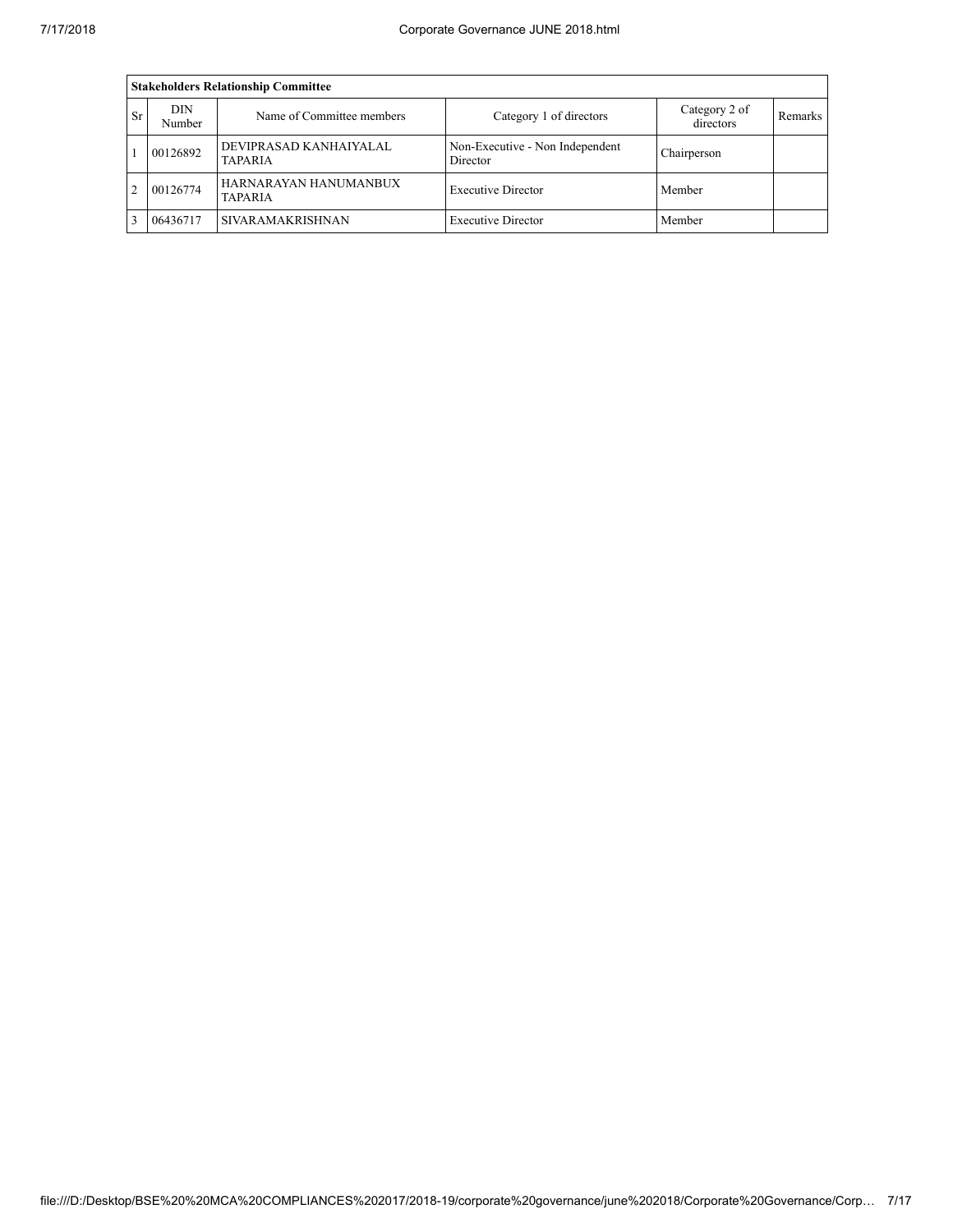| Stakeholders Relationship Committee | | | | | |
|---|---|---|---|---|---|
| Sr | DIN Number | Name of Committee members | Category 1 of directors | Category 2 of directors | Remarks |
| 1 | 00126892 | DEVIPRASAD KANHAIYALAL TAPARIA | Non-Executive - Non Independent Director | Chairperson | |
| 2 | 00126774 | HARNARAYAN HANUMANBUX TAPARIA | Executive Director | Member | |
| 3 | 06436717 | SIVARAMAKRISHNAN | Executive Director | Member | |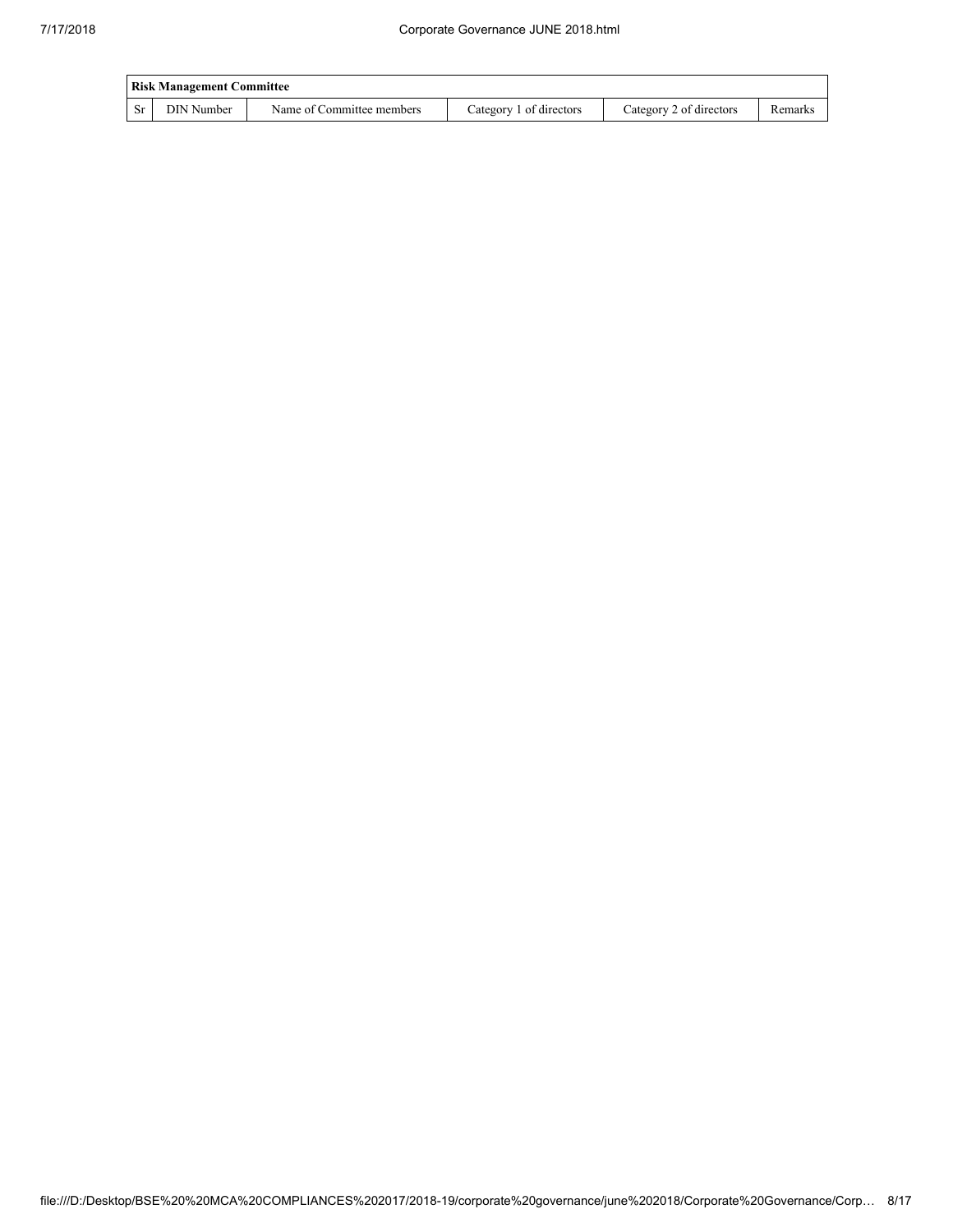| Risk Management Committee | | | | | |
|---|---|---|---|---|---|
| Sr | DIN Number | Name of Committee members | Category 1 of directors | Category 2 of directors | Remarks |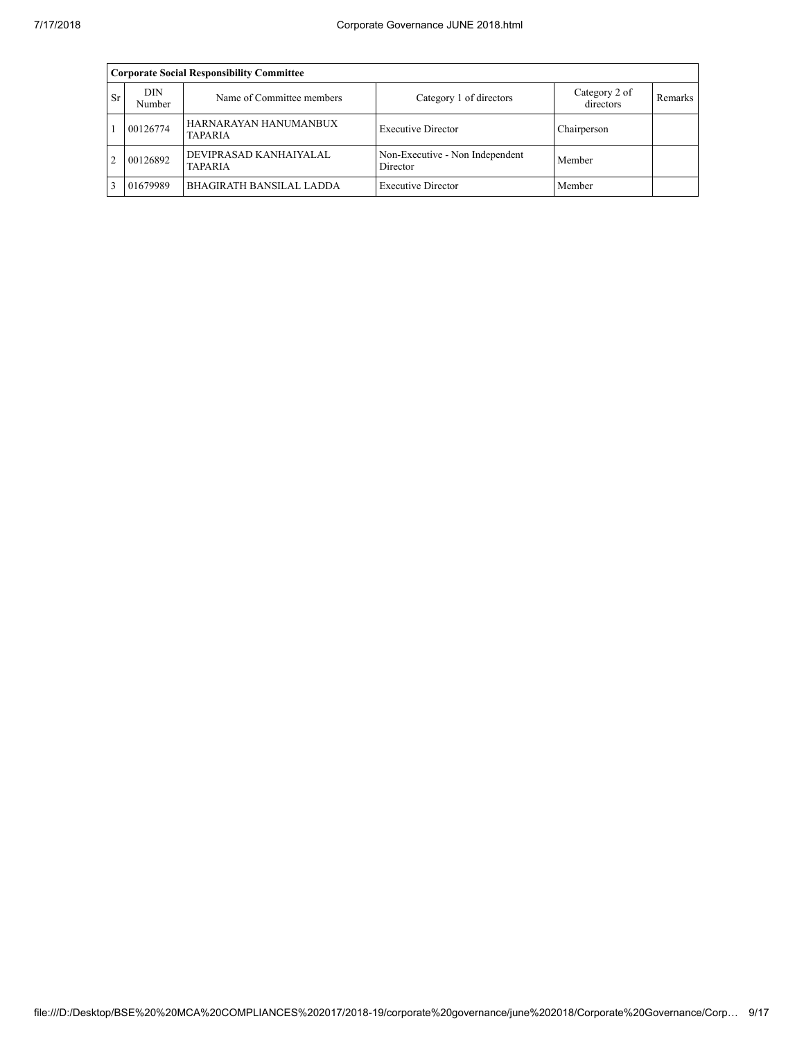| Corporate Social Responsibility Committee | | | | | |
|---|---|---|---|---|---|
| Sr | DIN Number | Name of Committee members | Category 1 of directors | Category 2 of directors | Remarks |
| 1 | 00126774 | HARNARAYAN HANUMANBUX TAPARIA | Executive Director | Chairperson | |
| 2 | 00126892 | DEVIPRASAD KANHAIYALAL TAPARIA | Non-Executive - Non Independent Director | Member | |
| 3 | 01679989 | BHAGIRATH BANSILAL LADDA | Executive Director | Member | |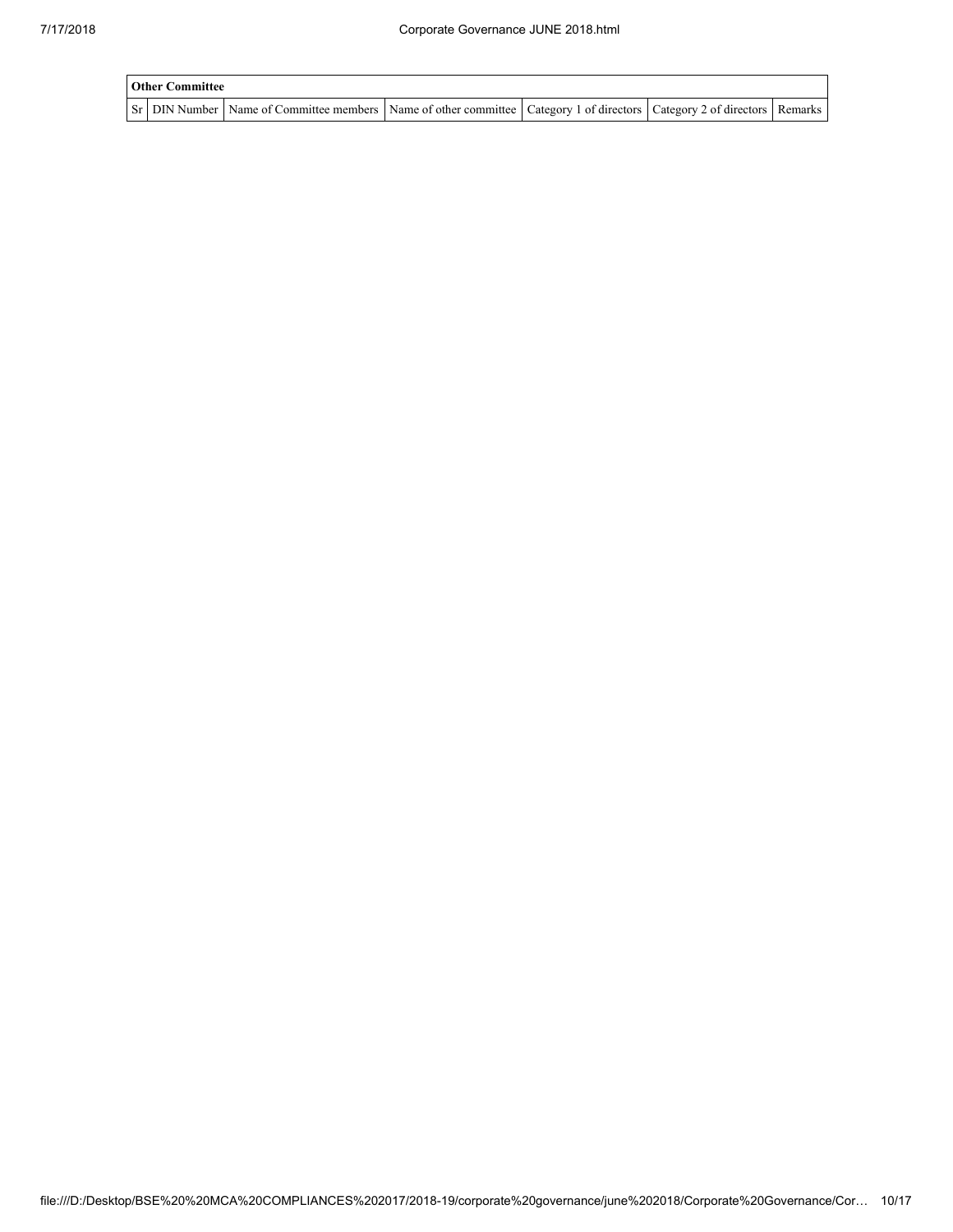| Other Committee | | | | | | |
|---|---|---|---|---|---|---|
| Sr | DIN Number | Name of Committee members | Name of other committee | Category 1 of directors | Category 2 of directors | Remarks |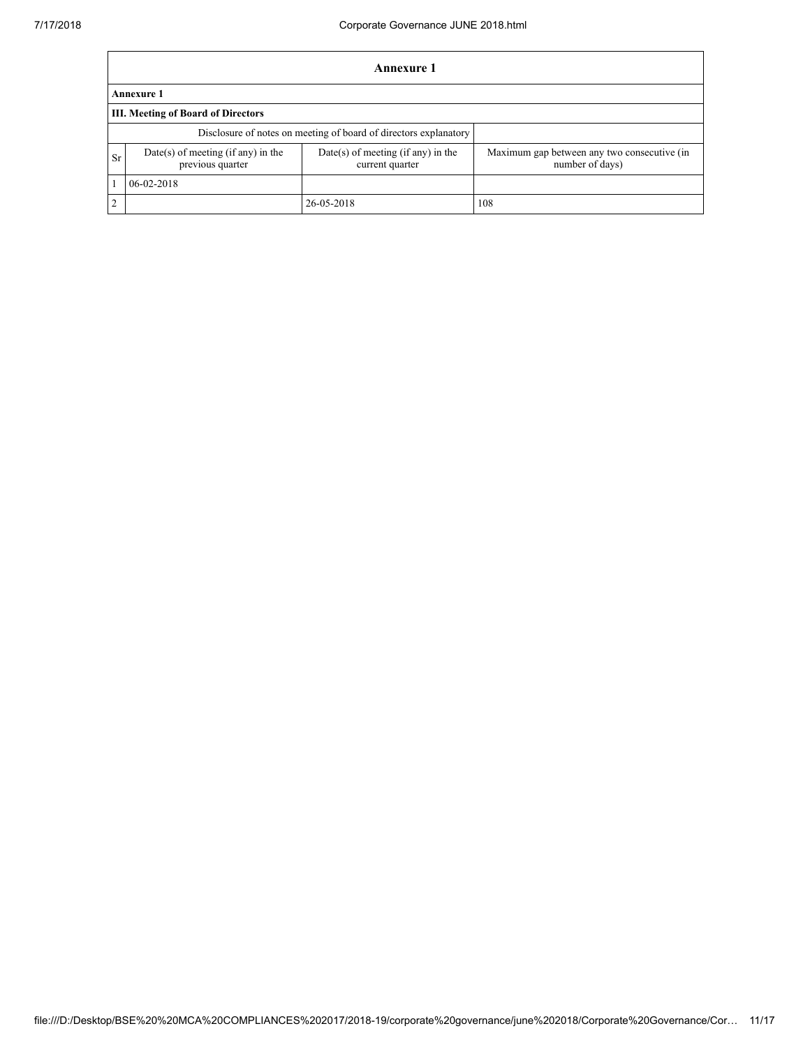## Annexure 1

**Annexure 1**

**III. Meeting of Board of Directors**

| Disclosure of notes on meeting of board of directors explanatory | | | |
|---|---|---|---|
| Sr | Date(s) of meeting (if any) in the previous quarter | Date(s) of meeting (if any) in the current quarter | Maximum gap between any two consecutive (in number of days) |
| 1 | 06-02-2018 | | |
| 2 | | 26-05-2018 | 108 |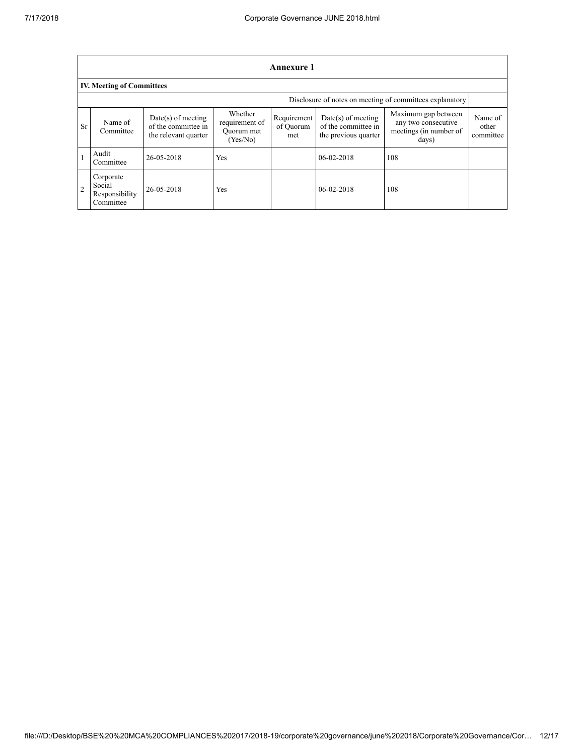## Annexure 1

### IV. Meeting of Committees

Disclosure of notes on meeting of committees explanatory

| Sr | Name of Committee | Date(s) of meeting of the committee in the relevant quarter | Whether requirement of Quorum met (Yes/No) | Requirement of Quorum met | Date(s) of meeting of the committee in the previous quarter | Maximum gap between any two consecutive meetings (in number of days) | Name of other committee |
|---|---|---|---|---|---|---|---|
| 1 | Audit Committee | 26-05-2018 | Yes | | 06-02-2018 | 108 | |
| 2 | Corporate Social Responsibility Committee | 26-05-2018 | Yes | | 06-02-2018 | 108 | |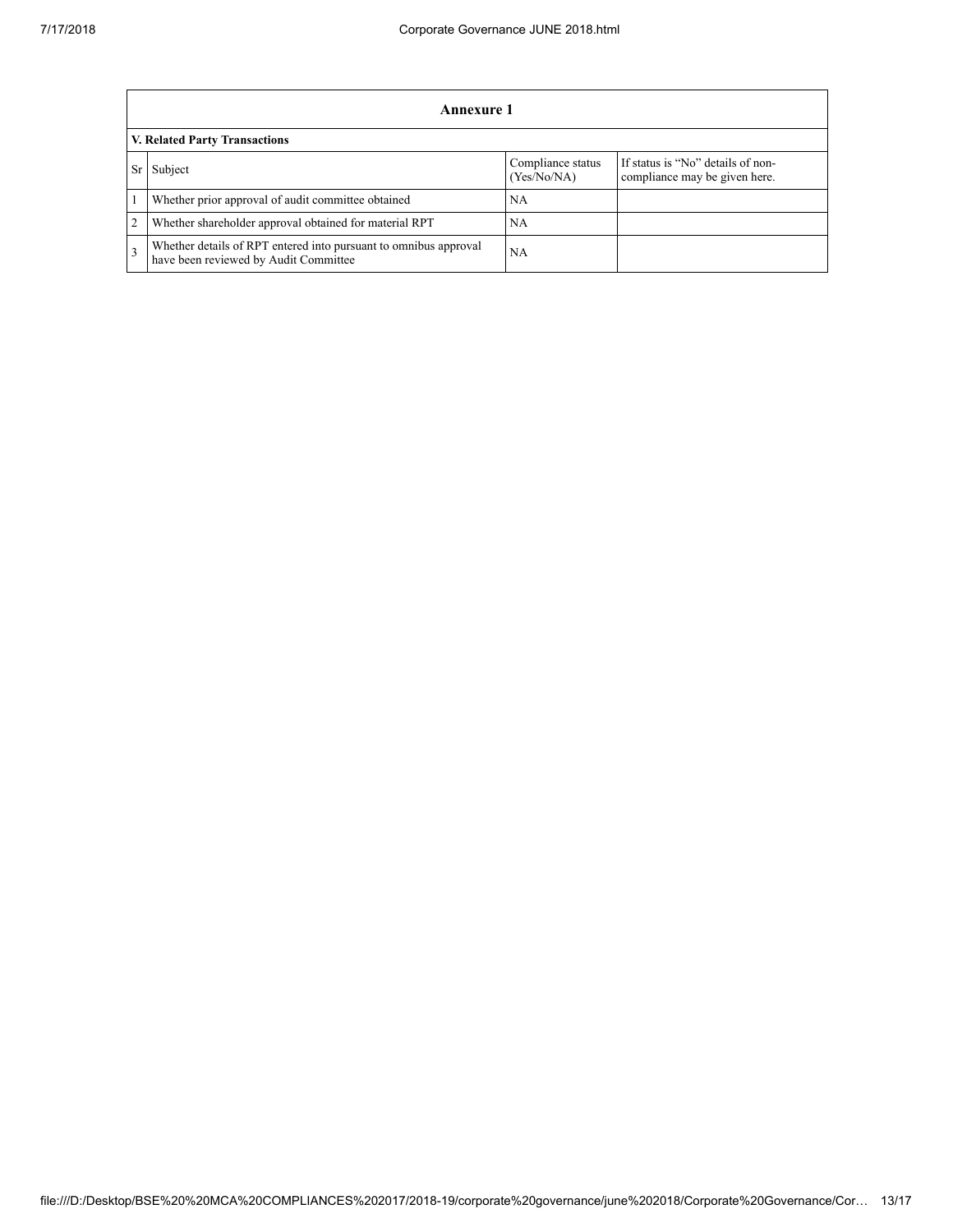| Annexure 1 | | | |
|---|---|---|---|
| **V. Related Party Transactions** | | | |
| Sr | Subject | Compliance status (Yes/No/NA) | If status is "No" details of non-compliance may be given here. |
| 1 | Whether prior approval of audit committee obtained | NA | |
| 2 | Whether shareholder approval obtained for material RPT | NA | |
| 3 | Whether details of RPT entered into pursuant to omnibus approval have been reviewed by Audit Committee | NA | |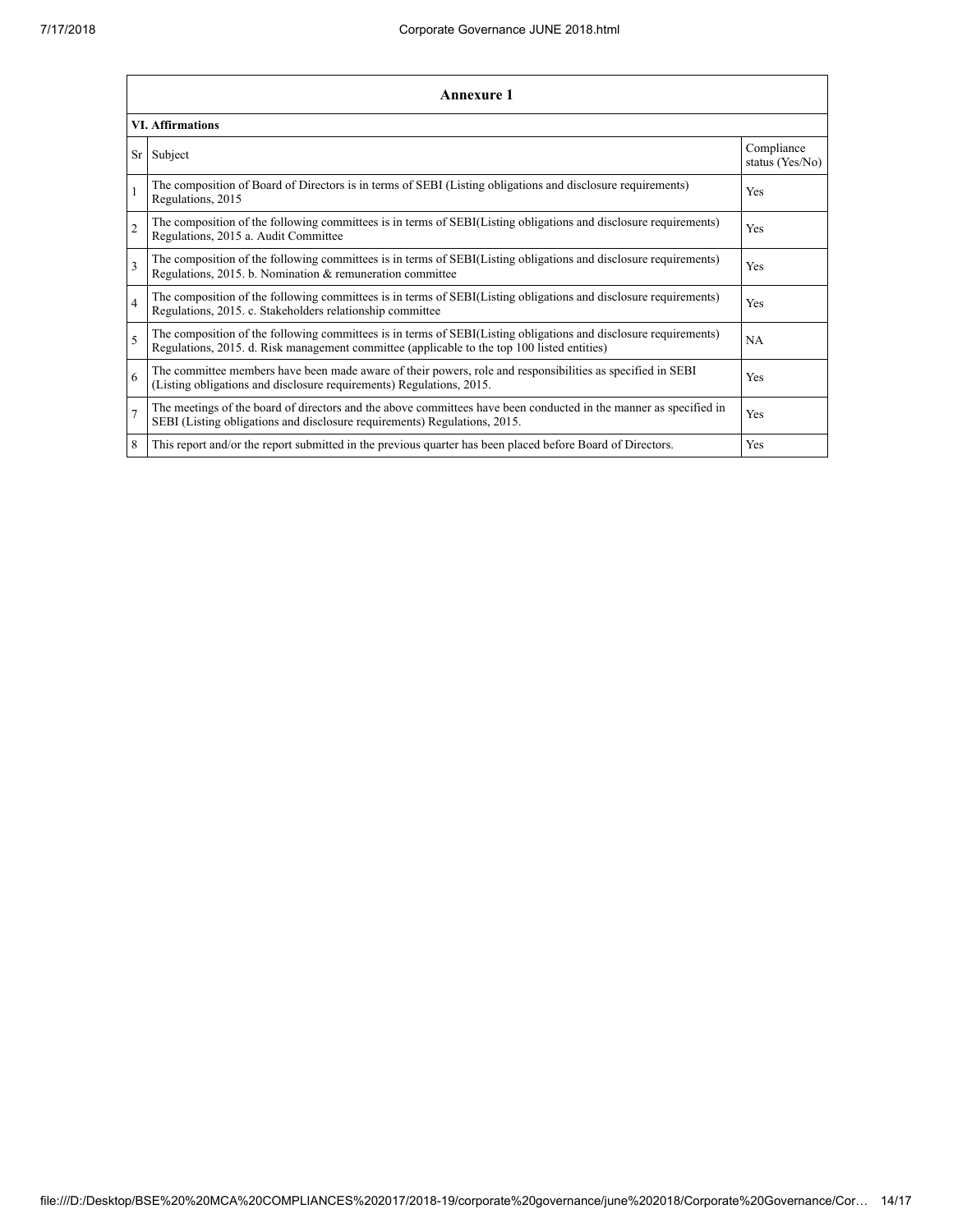| Annexure 1 | | |
|---|---|---|
| **VI. Affirmations** | | |
| Sr | Subject | Compliance status (Yes/No) |
| 1 | The composition of Board of Directors is in terms of SEBI (Listing obligations and disclosure requirements) Regulations, 2015 | Yes |
| 2 | The composition of the following committees is in terms of SEBI(Listing obligations and disclosure requirements) Regulations, 2015 a. Audit Committee | Yes |
| 3 | The composition of the following committees is in terms of SEBI(Listing obligations and disclosure requirements) Regulations, 2015. b. Nomination & remuneration committee | Yes |
| 4 | The composition of the following committees is in terms of SEBI(Listing obligations and disclosure requirements) Regulations, 2015. c. Stakeholders relationship committee | Yes |
| 5 | The composition of the following committees is in terms of SEBI(Listing obligations and disclosure requirements) Regulations, 2015. d. Risk management committee (applicable to the top 100 listed entities) | NA |
| 6 | The committee members have been made aware of their powers, role and responsibilities as specified in SEBI (Listing obligations and disclosure requirements) Regulations, 2015. | Yes |
| 7 | The meetings of the board of directors and the above committees have been conducted in the manner as specified in SEBI (Listing obligations and disclosure requirements) Regulations, 2015. | Yes |
| 8 | This report and/or the report submitted in the previous quarter has been placed before Board of Directors. | Yes |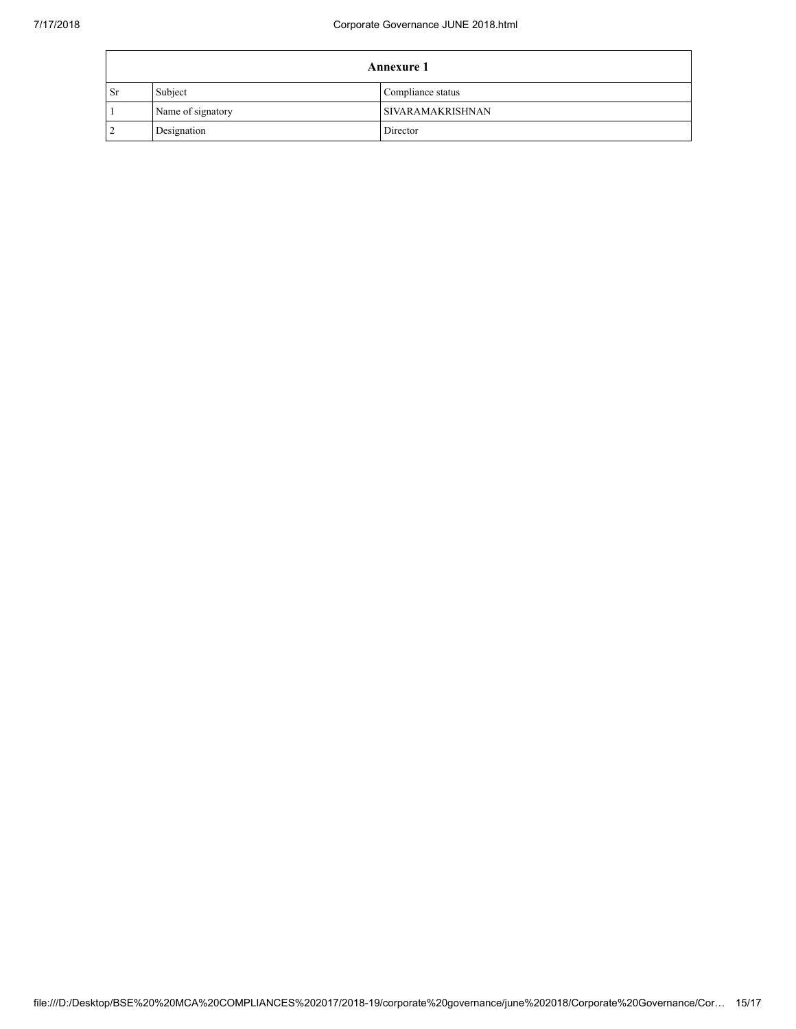| Annexure 1 | | |
|---|---|---|
| Sr | Subject | Compliance status |
| 1 | Name of signatory | SIVARAMAKRISHNAN |
| 2 | Designation | Director |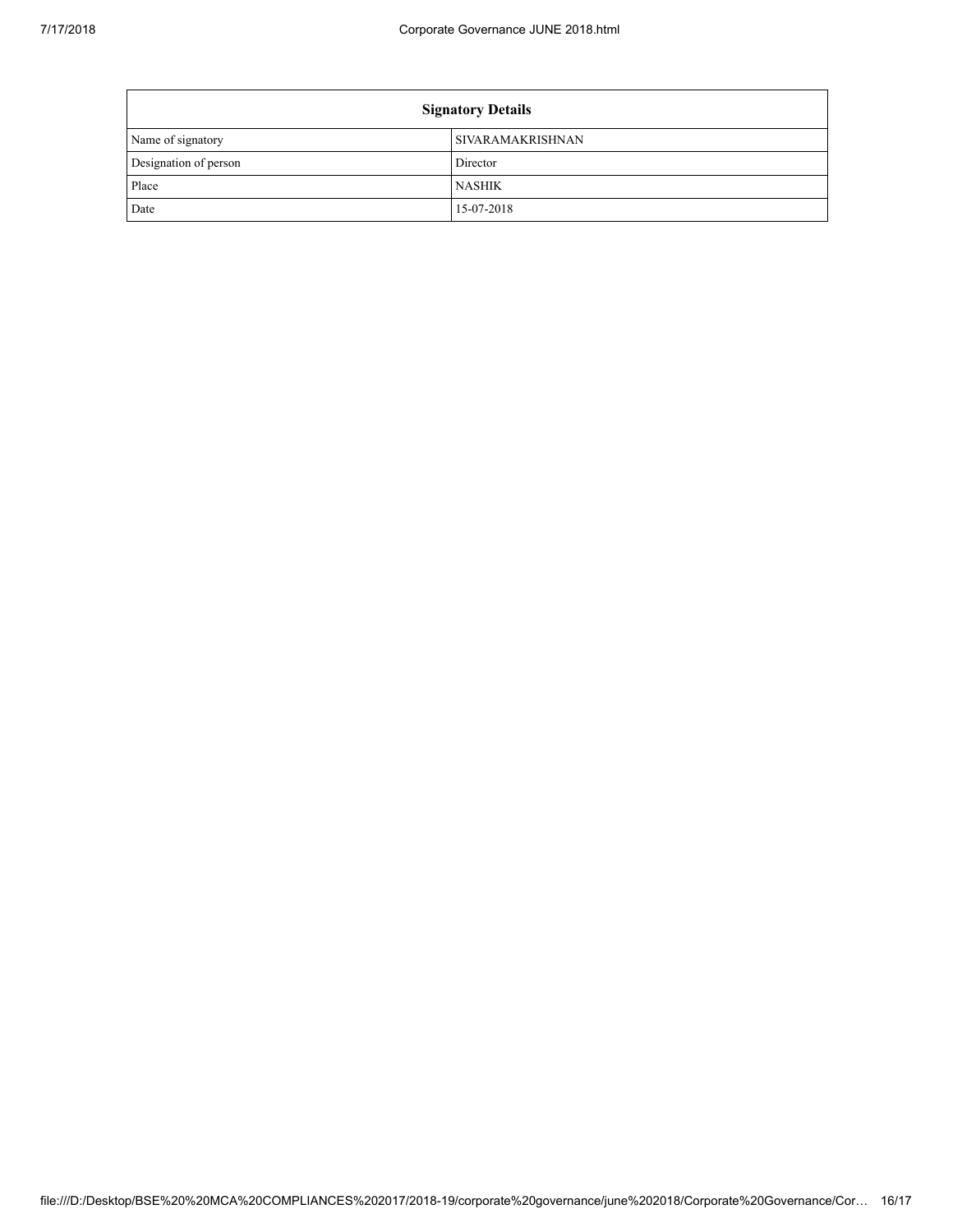| Signatory Details | |
|---|---|
| Name of signatory | SIVARAMAKRISHNAN |
| Designation of person | Director |
| Place | NASHIK |
| Date | 15-07-2018 |